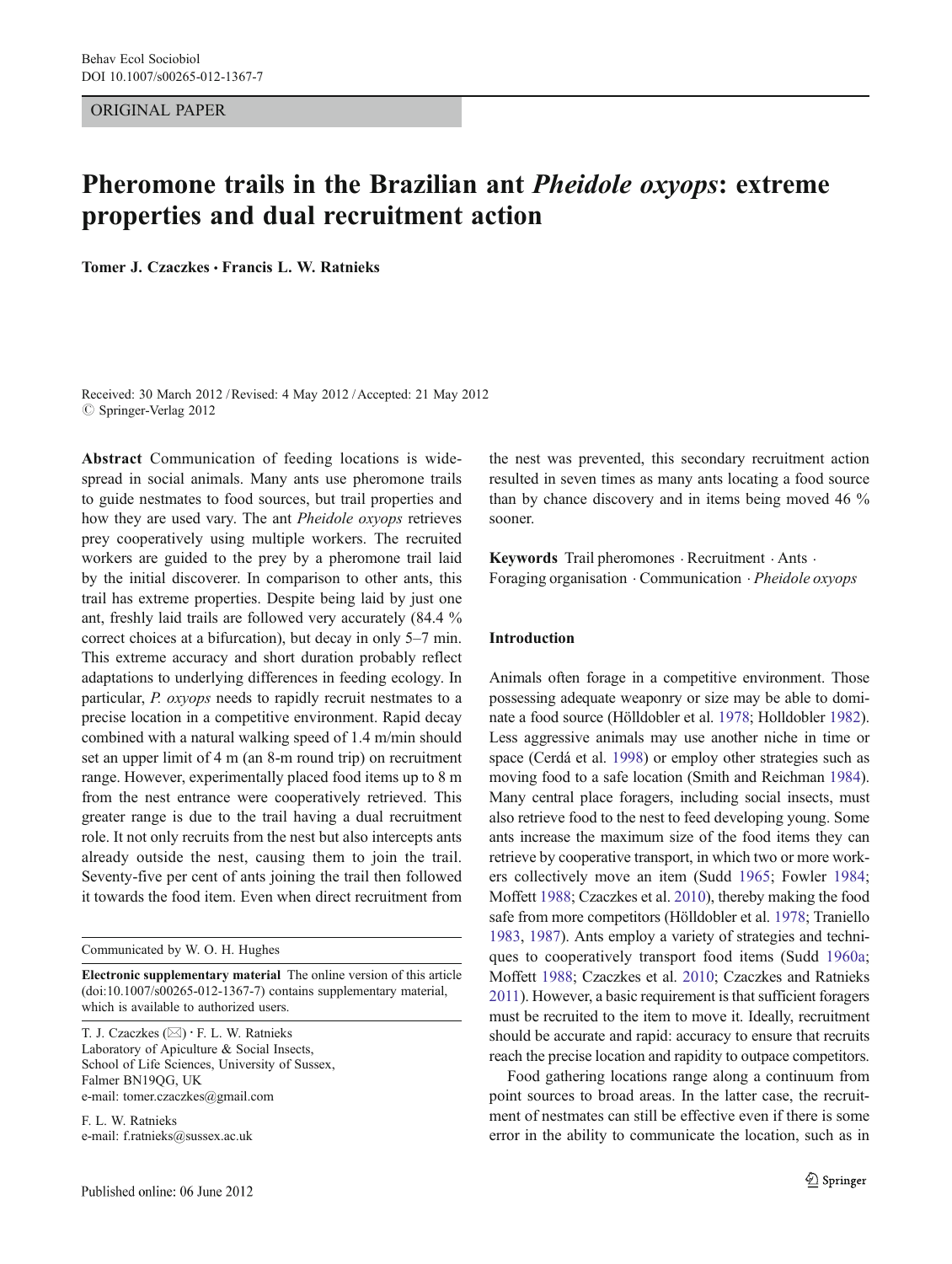ORIGINAL PAPER

# Pheromone trails in the Brazilian ant *Pheidole oxyops*: extreme properties and dual recruitment action

**Tomer J. Czaczkes · Francis L. W. Ratnieks**

Received: 30 March 2012 / Revised: 4 May 2012 / Accepted: 21 May 2012
© Springer-Verlag 2012

**Abstract** Communication of feeding locations is widespread in social animals. Many ants use pheromone trails to guide nestmates to food sources, but trail properties and how they are used vary. The ant *Pheidole oxyops* retrieves prey cooperatively using multiple workers. The recruited workers are guided to the prey by a pheromone trail laid by the initial discoverer. In comparison to other ants, this trail has extreme properties. Despite being laid by just one ant, freshly laid trails are followed very accurately (84.4 % correct choices at a bifurcation), but decay in only 5–7 min. This extreme accuracy and short duration probably reflect adaptations to underlying differences in feeding ecology. In particular, *P. oxyops* needs to rapidly recruit nestmates to a precise location in a competitive environment. Rapid decay combined with a natural walking speed of 1.4 m/min should set an upper limit of 4 m (an 8-m round trip) on recruitment range. However, experimentally placed food items up to 8 m from the nest entrance were cooperatively retrieved. This greater range is due to the trail having a dual recruitment role. It not only recruits from the nest but also intercepts ants already outside the nest, causing them to join the trail. Seventy-five per cent of ants joining the trail then followed it towards the food item. Even when direct recruitment from the nest was prevented, this secondary recruitment action resulted in seven times as many ants locating a food source than by chance discovery and in items being moved 46 % sooner.

**Keywords** Trail pheromones · Recruitment · Ants · Foraging organisation · Communication · *Pheidole oxyops*

Communicated by W. O. H. Hughes

**Electronic supplementary material** The online version of this article (doi:10.1007/s00265-012-1367-7) contains supplementary material, which is available to authorized users.

T. J. Czaczkes (✉) · F. L. W. Ratnieks
Laboratory of Apiculture & Social Insects,
School of Life Sciences, University of Sussex,
Falmer BN19QG, UK
e-mail: tomer.czaczkes@gmail.com

F. L. W. Ratnieks
e-mail: f.ratnieks@sussex.ac.uk

## Introduction

Animals often forage in a competitive environment. Those possessing adequate weaponry or size may be able to dominate a food source (Hölldobler et al. 1978; Holldobler 1982). Less aggressive animals may use another niche in time or space (Cerdá et al. 1998) or employ other strategies such as moving food to a safe location (Smith and Reichman 1984). Many central place foragers, including social insects, must also retrieve food to the nest to feed developing young. Some ants increase the maximum size of the food items they can retrieve by cooperative transport, in which two or more workers collectively move an item (Sudd 1965; Fowler 1984; Moffett 1988; Czaczkes et al. 2010), thereby making the food safe from more competitors (Hölldobler et al. 1978; Traniello 1983, 1987). Ants employ a variety of strategies and techniques to cooperatively transport food items (Sudd 1960a; Moffett 1988; Czaczkes et al. 2010; Czaczkes and Ratnieks 2011). However, a basic requirement is that sufficient foragers must be recruited to the item to move it. Ideally, recruitment should be accurate and rapid: accuracy to ensure that recruits reach the precise location and rapidity to outpace competitors.

Food gathering locations range along a continuum from point sources to broad areas. In the latter case, the recruitment of nestmates can still be effective even if there is some error in the ability to communicate the location, such as in

Published online: 06 June 2012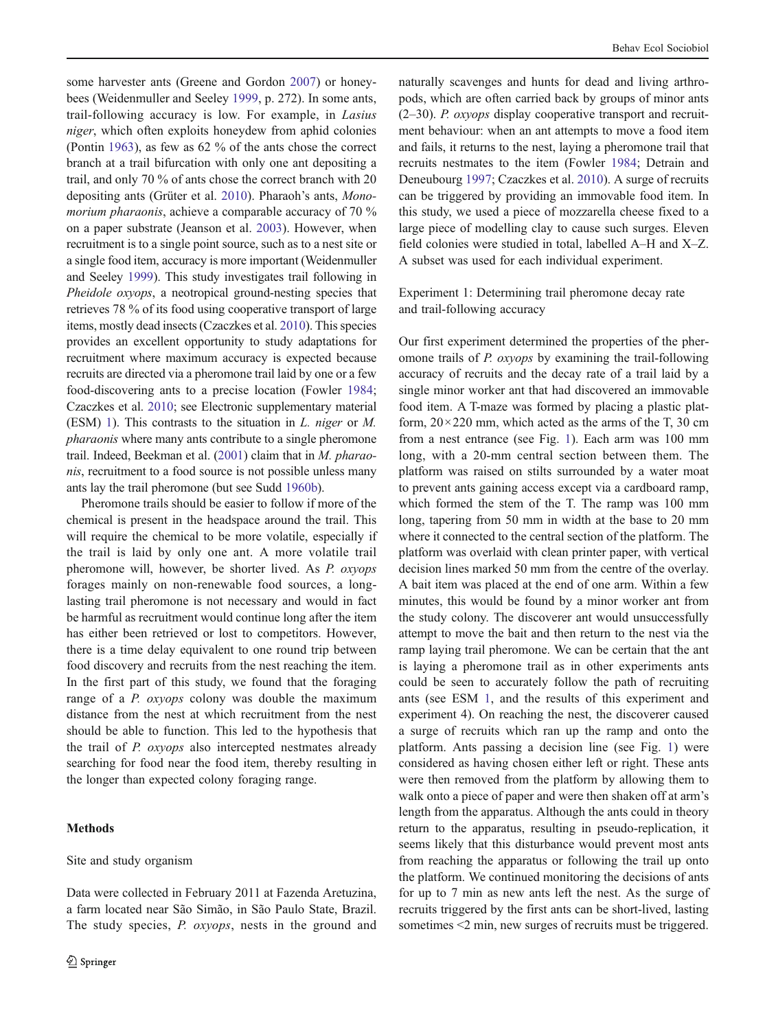some harvester ants (Greene and Gordon 2007) or honeybees (Weidenmuller and Seeley 1999, p. 272). In some ants, trail-following accuracy is low. For example, in *Lasius niger*, which often exploits honeydew from aphid colonies (Pontin 1963), as few as 62 % of the ants chose the correct branch at a trail bifurcation with only one ant depositing a trail, and only 70 % of ants chose the correct branch with 20 depositing ants (Grüter et al. 2010). Pharaoh's ants, *Monomorium pharaonis*, achieve a comparable accuracy of 70 % on a paper substrate (Jeanson et al. 2003). However, when recruitment is to a single point source, such as to a nest site or a single food item, accuracy is more important (Weidenmuller and Seeley 1999). This study investigates trail following in *Pheidole oxyops*, a neotropical ground-nesting species that retrieves 78 % of its food using cooperative transport of large items, mostly dead insects (Czaczkes et al. 2010). This species provides an excellent opportunity to study adaptations for recruitment where maximum accuracy is expected because recruits are directed via a pheromone trail laid by one or a few food-discovering ants to a precise location (Fowler 1984; Czaczkes et al. 2010; see Electronic supplementary material (ESM) 1). This contrasts to the situation in *L. niger* or *M. pharaonis* where many ants contribute to a single pheromone trail. Indeed, Beekman et al. (2001) claim that in *M. pharaonis*, recruitment to a food source is not possible unless many ants lay the trail pheromone (but see Sudd 1960b).

Pheromone trails should be easier to follow if more of the chemical is present in the headspace around the trail. This will require the chemical to be more volatile, especially if the trail is laid by only one ant. A more volatile trail pheromone will, however, be shorter lived. As *P. oxyops* forages mainly on non-renewable food sources, a long-lasting trail pheromone is not necessary and would in fact be harmful as recruitment would continue long after the item has either been retrieved or lost to competitors. However, there is a time delay equivalent to one round trip between food discovery and recruits from the nest reaching the item. In the first part of this study, we found that the foraging range of a *P. oxyops* colony was double the maximum distance from the nest at which recruitment from the nest should be able to function. This led to the hypothesis that the trail of *P. oxyops* also intercepted nestmates already searching for food near the food item, thereby resulting in the longer than expected colony foraging range.

## Methods

### Site and study organism

Data were collected in February 2011 at Fazenda Aretuzina, a farm located near São Simão, in São Paulo State, Brazil. The study species, *P. oxyops*, nests in the ground and naturally scavenges and hunts for dead and living arthropods, which are often carried back by groups of minor ants (2–30). *P. oxyops* display cooperative transport and recruitment behaviour: when an ant attempts to move a food item and fails, it returns to the nest, laying a pheromone trail that recruits nestmates to the item (Fowler 1984; Detrain and Deneubourg 1997; Czaczkes et al. 2010). A surge of recruits can be triggered by providing an immovable food item. In this study, we used a piece of mozzarella cheese fixed to a large piece of modelling clay to cause such surges. Eleven field colonies were studied in total, labelled A–H and X–Z. A subset was used for each individual experiment.

### Experiment 1: Determining trail pheromone decay rate and trail-following accuracy

Our first experiment determined the properties of the pheromone trails of *P. oxyops* by examining the trail-following accuracy of recruits and the decay rate of a trail laid by a single minor worker ant that had discovered an immovable food item. A T-maze was formed by placing a plastic platform, 20×220 mm, which acted as the arms of the T, 30 cm from a nest entrance (see Fig. 1). Each arm was 100 mm long, with a 20-mm central section between them. The platform was raised on stilts surrounded by a water moat to prevent ants gaining access except via a cardboard ramp, which formed the stem of the T. The ramp was 100 mm long, tapering from 50 mm in width at the base to 20 mm where it connected to the central section of the platform. The platform was overlaid with clean printer paper, with vertical decision lines marked 50 mm from the centre of the overlay. A bait item was placed at the end of one arm. Within a few minutes, this would be found by a minor worker ant from the study colony. The discoverer ant would unsuccessfully attempt to move the bait and then return to the nest via the ramp laying trail pheromone. We can be certain that the ant is laying a pheromone trail as in other experiments ants could be seen to accurately follow the path of recruiting ants (see ESM 1, and the results of this experiment and experiment 4). On reaching the nest, the discoverer caused a surge of recruits which ran up the ramp and onto the platform. Ants passing a decision line (see Fig. 1) were considered as having chosen either left or right. These ants were then removed from the platform by allowing them to walk onto a piece of paper and were then shaken off at arm's length from the apparatus. Although the ants could in theory return to the apparatus, resulting in pseudo-replication, it seems likely that this disturbance would prevent most ants from reaching the apparatus or following the trail up onto the platform. We continued monitoring the decisions of ants for up to 7 min as new ants left the nest. As the surge of recruits triggered by the first ants can be short-lived, lasting sometimes <2 min, new surges of recruits must be triggered.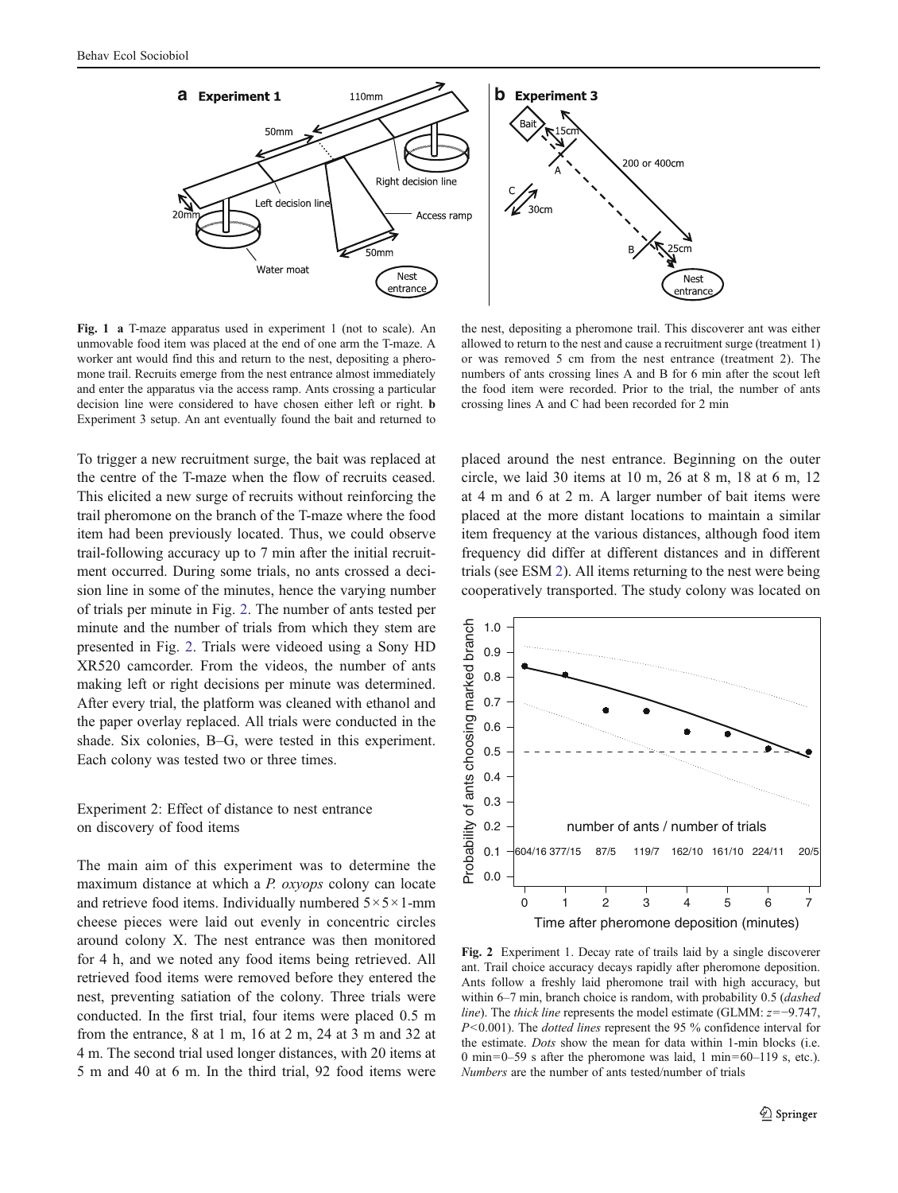**Fig. 1** **a** T-maze apparatus used in experiment 1 (not to scale). An unmovable food item was placed at the end of one arm the T-maze. A worker ant would find this and return to the nest, depositing a pheromone trail. Recruits emerge from the nest entrance almost immediately and enter the apparatus via the access ramp. Ants crossing a particular decision line were considered to have chosen either left or right. **b** Experiment 3 setup. An ant eventually found the bait and returned to the nest, depositing a pheromone trail. This discoverer ant was either allowed to return to the nest and cause a recruitment surge (treatment 1) or was removed 5 cm from the nest entrance (treatment 2). The numbers of ants crossing lines A and B for 6 min after the scout left the food item were recorded. Prior to the trial, the number of ants crossing lines A and C had been recorded for 2 min

To trigger a new recruitment surge, the bait was replaced at the centre of the T-maze when the flow of recruits ceased. This elicited a new surge of recruits without reinforcing the trail pheromone on the branch of the T-maze where the food item had been previously located. Thus, we could observe trail-following accuracy up to 7 min after the initial recruitment occurred. During some trials, no ants crossed a decision line in some of the minutes, hence the varying number of trials per minute in Fig. 2. The number of ants tested per minute and the number of trials from which they stem are presented in Fig. 2. Trials were videoed using a Sony HD XR520 camcorder. From the videos, the number of ants making left or right decisions per minute was determined. After every trial, the platform was cleaned with ethanol and the paper overlay replaced. All trials were conducted in the shade. Six colonies, B–G, were tested in this experiment. Each colony was tested two or three times.

### Experiment 2: Effect of distance to nest entrance on discovery of food items

The main aim of this experiment was to determine the maximum distance at which a *P. oxyops* colony can locate and retrieve food items. Individually numbered 5×5×1-mm cheese pieces were laid out evenly in concentric circles around colony X. The nest entrance was then monitored for 4 h, and we noted any food items being retrieved. All retrieved food items were removed before they entered the nest, preventing satiation of the colony. Three trials were conducted. In the first trial, four items were placed 0.5 m from the entrance, 8 at 1 m, 16 at 2 m, 24 at 3 m and 32 at 4 m. The second trial used longer distances, with 20 items at 5 m and 40 at 6 m. In the third trial, 92 food items were placed around the nest entrance. Beginning on the outer circle, we laid 30 items at 10 m, 26 at 8 m, 18 at 6 m, 12 at 4 m and 6 at 2 m. A larger number of bait items were placed at the more distant locations to maintain a similar item frequency at the various distances, although food item frequency did differ at different distances and in different trials (see ESM 2). All items returning to the nest were being cooperatively transported. The study colony was located on

**Fig. 2** Experiment 1. Decay rate of trails laid by a single discoverer ant. Trail choice accuracy decays rapidly after pheromone deposition. Ants follow a freshly laid pheromone trail with high accuracy, but within 6–7 min, branch choice is random, with probability 0.5 (*dashed line*). The *thick line* represents the model estimate (GLMM: $z=-9.747$, $P<0.001$). The *dotted lines* represent the 95 % confidence interval for the estimate. *Dots* show the mean for data within 1-min blocks (i.e. 0 min=0–59 s after the pheromone was laid, 1 min=60–119 s, etc.). *Numbers* are the number of ants tested/number of trials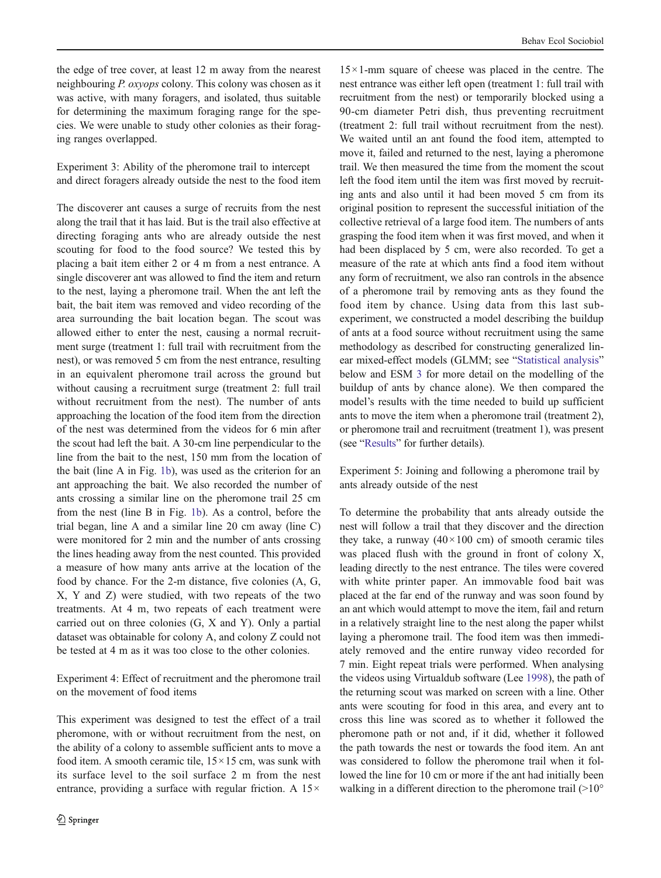the edge of tree cover, at least 12 m away from the nearest neighbouring *P. oxyops* colony. This colony was chosen as it was active, with many foragers, and isolated, thus suitable for determining the maximum foraging range for the species. We were unable to study other colonies as their foraging ranges overlapped.

### Experiment 3: Ability of the pheromone trail to intercept and direct foragers already outside the nest to the food item

The discoverer ant causes a surge of recruits from the nest along the trail that it has laid. But is the trail also effective at directing foraging ants who are already outside the nest scouting for food to the food source? We tested this by placing a bait item either 2 or 4 m from a nest entrance. A single discoverer ant was allowed to find the item and return to the nest, laying a pheromone trail. When the ant left the bait, the bait item was removed and video recording of the area surrounding the bait location began. The scout was allowed either to enter the nest, causing a normal recruitment surge (treatment 1: full trail with recruitment from the nest), or was removed 5 cm from the nest entrance, resulting in an equivalent pheromone trail across the ground but without causing a recruitment surge (treatment 2: full trail without recruitment from the nest). The number of ants approaching the location of the food item from the direction of the nest was determined from the videos for 6 min after the scout had left the bait. A 30-cm line perpendicular to the line from the bait to the nest, 150 mm from the location of the bait (line A in Fig. 1b), was used as the criterion for an ant approaching the bait. We also recorded the number of ants crossing a similar line on the pheromone trail 25 cm from the nest (line B in Fig. 1b). As a control, before the trial began, line A and a similar line 20 cm away (line C) were monitored for 2 min and the number of ants crossing the lines heading away from the nest counted. This provided a measure of how many ants arrive at the location of the food by chance. For the 2-m distance, five colonies (A, G, X, Y and Z) were studied, with two repeats of the two treatments. At 4 m, two repeats of each treatment were carried out on three colonies (G, X and Y). Only a partial dataset was obtainable for colony A, and colony Z could not be tested at 4 m as it was too close to the other colonies.

### Experiment 4: Effect of recruitment and the pheromone trail on the movement of food items

This experiment was designed to test the effect of a trail pheromone, with or without recruitment from the nest, on the ability of a colony to assemble sufficient ants to move a food item. A smooth ceramic tile, 15×15 cm, was sunk with its surface level to the soil surface 2 m from the nest entrance, providing a surface with regular friction. A 15×15×1-mm square of cheese was placed in the centre. The nest entrance was either left open (treatment 1: full trail with recruitment from the nest) or temporarily blocked using a 90-cm diameter Petri dish, thus preventing recruitment (treatment 2: full trail without recruitment from the nest). We waited until an ant found the food item, attempted to move it, failed and returned to the nest, laying a pheromone trail. We then measured the time from the moment the scout left the food item until the item was first moved by recruiting ants and also until it had been moved 5 cm from its original position to represent the successful initiation of the collective retrieval of a large food item. The numbers of ants grasping the food item when it was first moved, and when it had been displaced by 5 cm, were also recorded. To get a measure of the rate at which ants find a food item without any form of recruitment, we also ran controls in the absence of a pheromone trail by removing ants as they found the food item by chance. Using data from this last sub-experiment, we constructed a model describing the buildup of ants at a food source without recruitment using the same methodology as described for constructing generalized linear mixed-effect models (GLMM; see "Statistical analysis" below and ESM 3 for more detail on the modelling of the buildup of ants by chance alone). We then compared the model's results with the time needed to build up sufficient ants to move the item when a pheromone trail (treatment 2), or pheromone trail and recruitment (treatment 1), was present (see "Results" for further details).

### Experiment 5: Joining and following a pheromone trail by ants already outside of the nest

To determine the probability that ants already outside the nest will follow a trail that they discover and the direction they take, a runway (40×100 cm) of smooth ceramic tiles was placed flush with the ground in front of colony X, leading directly to the nest entrance. The tiles were covered with white printer paper. An immovable food bait was placed at the far end of the runway and was soon found by an ant which would attempt to move the item, fail and return in a relatively straight line to the nest along the paper whilst laying a pheromone trail. The food item was then immediately removed and the entire runway video recorded for 7 min. Eight repeat trials were performed. When analysing the videos using Virtualdub software (Lee 1998), the path of the returning scout was marked on screen with a line. Other ants were scouting for food in this area, and every ant to cross this line was scored as to whether it followed the pheromone path or not and, if it did, whether it followed the path towards the nest or towards the food item. An ant was considered to follow the pheromone trail when it followed the line for 10 cm or more if the ant had initially been walking in a different direction to the pheromone trail (>10°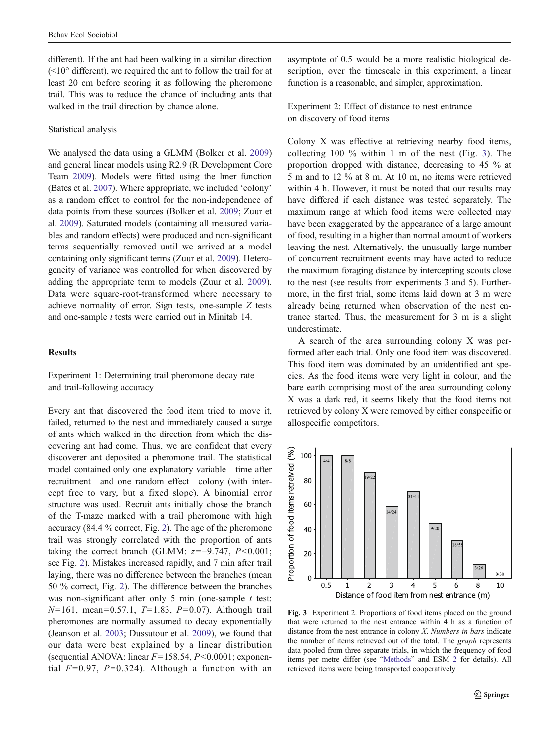different). If the ant had been walking in a similar direction (<10° different), we required the ant to follow the trail for at least 20 cm before scoring it as following the pheromone trail. This was to reduce the chance of including ants that walked in the trail direction by chance alone.

### Statistical analysis

We analysed the data using a GLMM (Bolker et al. 2009) and general linear models using R2.9 (R Development Core Team 2009). Models were fitted using the lmer function (Bates et al. 2007). Where appropriate, we included 'colony' as a random effect to control for the non-independence of data points from these sources (Bolker et al. 2009; Zuur et al. 2009). Saturated models (containing all measured variables and random effects) were produced and non-significant terms sequentially removed until we arrived at a model containing only significant terms (Zuur et al. 2009). Heterogeneity of variance was controlled for when discovered by adding the appropriate term to models (Zuur et al. 2009). Data were square-root-transformed where necessary to achieve normality of error. Sign tests, one-sample $Z$ tests and one-sample $t$ tests were carried out in Minitab 14.

## Results

### Experiment 1: Determining trail pheromone decay rate and trail-following accuracy

Every ant that discovered the food item tried to move it, failed, returned to the nest and immediately caused a surge of ants which walked in the direction from which the discovering ant had come. Thus, we are confident that every discoverer ant deposited a pheromone trail. The statistical model contained only one explanatory variable—time after recruitment—and one random effect—colony (with intercept free to vary, but a fixed slope). A binomial error structure was used. Recruit ants initially chose the branch of the T-maze marked with a trail pheromone with high accuracy (84.4 % correct, Fig. 2). The age of the pheromone trail was strongly correlated with the proportion of ants taking the correct branch (GLMM: $z=-9.747$, $P<0.001$; see Fig. 2). Mistakes increased rapidly, and 7 min after trail laying, there was no difference between the branches (mean 50 % correct, Fig. 2). The difference between the branches was non-significant after only 5 min (one-sample $t$ test: $N=161$, mean=0.57.1, $T=1.83$, $P=0.07$). Although trail pheromones are normally assumed to decay exponentially (Jeanson et al. 2003; Dussutour et al. 2009), we found that our data were best explained by a linear distribution (sequential ANOVA: linear $F=158.54$, $P<0.0001$; exponential $F=0.97$, $P=0.324$). Although a function with an asymptote of 0.5 would be a more realistic biological description, over the timescale in this experiment, a linear function is a reasonable, and simpler, approximation.

### Experiment 2: Effect of distance to nest entrance on discovery of food items

Colony X was effective at retrieving nearby food items, collecting 100 % within 1 m of the nest (Fig. 3). The proportion dropped with distance, decreasing to 45 % at 5 m and to 12 % at 8 m. At 10 m, no items were retrieved within 4 h. However, it must be noted that our results may have differed if each distance was tested separately. The maximum range at which food items were collected may have been exaggerated by the appearance of a large amount of food, resulting in a higher than normal amount of workers leaving the nest. Alternatively, the unusually large number of concurrent recruitment events may have acted to reduce the maximum foraging distance by intercepting scouts close to the nest (see results from experiments 3 and 5). Furthermore, in the first trial, some items laid down at 3 m were already being returned when observation of the nest entrance started. Thus, the measurement for 3 m is a slight underestimate.

A search of the area surrounding colony X was performed after each trial. Only one food item was discovered. This food item was dominated by an unidentified ant species. As the food items were very light in colour, and the bare earth comprising most of the area surrounding colony X was a dark red, it seems likely that the food items not retrieved by colony X were removed by either conspecific or allospecific competitors.

| Distance of food item from nest entrance (m) | Proportion of food items retrieved (%) | Items retrieved/total |
|---|---|---|
| 0.5 | 100 | 4/4 |
| 1 | 100 | 8/8 |
| 2 | ~86 | 19/22 |
| 3 | ~58 | 14/24 |
| 4 | ~70 | 31/44 |
| 5 | 45 | 9/20 |
| 6 | ~31 | 18/58 |
| 8 | ~12 | 3/26 |
| 10 | 0 | 0/30 |

**Fig. 3** Experiment 2. Proportions of food items placed on the ground that were returned to the nest entrance within 4 h as a function of distance from the nest entrance in colony *X*. *Numbers in bars* indicate the number of items retrieved out of the total. The *graph* represents data pooled from three separate trials, in which the frequency of food items per metre differ (see "Methods" and ESM 2 for details). All retrieved items were being transported cooperatively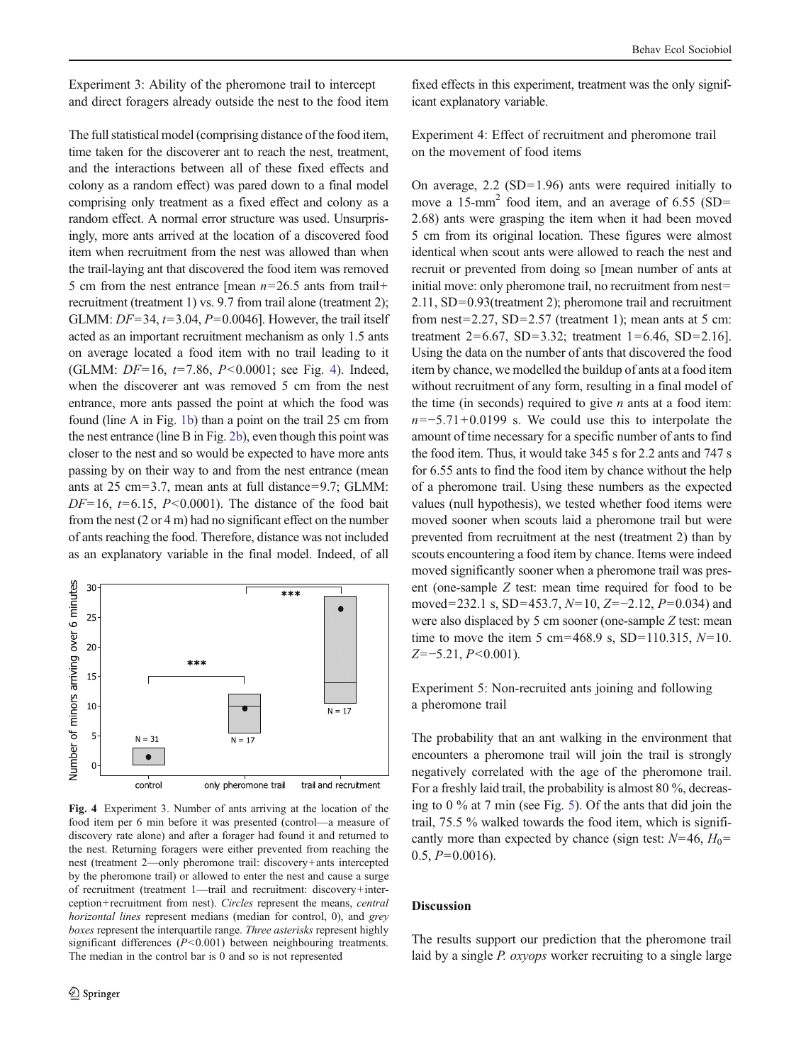Experiment 3: Ability of the pheromone trail to intercept and direct foragers already outside the nest to the food item

The full statistical model (comprising distance of the food item, time taken for the discoverer ant to reach the nest, treatment, and the interactions between all of these fixed effects and colony as a random effect) was pared down to a final model comprising only treatment as a fixed effect and colony as a random effect. A normal error structure was used. Unsurprisingly, more ants arrived at the location of a discovered food item when recruitment from the nest was allowed than when the trail-laying ant that discovered the food item was removed 5 cm from the nest entrance [mean $n$=26.5 ants from trail+recruitment (treatment 1) vs. 9.7 from trail alone (treatment 2); GLMM: $DF$=34, $t$=3.04, $P$=0.0046]. However, the trail itself acted as an important recruitment mechanism as only 1.5 ants on average located a food item with no trail leading to it (GLMM: $DF$=16, $t$=7.86, $P$<0.0001; see Fig. 4). Indeed, when the discoverer ant was removed 5 cm from the nest entrance, more ants passed the point at which the food was found (line A in Fig. 1b) than a point on the trail 25 cm from the nest entrance (line B in Fig. 2b), even though this point was closer to the nest and so would be expected to have more ants passing by on their way to and from the nest entrance (mean ants at 25 cm=3.7, mean ants at full distance=9.7; GLMM: $DF$=16, $t$=6.15, $P$<0.0001). The distance of the food bait from the nest (2 or 4 m) had no significant effect on the number of ants reaching the food. Therefore, distance was not included as an explanatory variable in the final model. Indeed, of all fixed effects in this experiment, treatment was the only significant explanatory variable.

Fig. 4 Experiment 3. Number of ants arriving at the location of the food item per 6 min before it was presented (control—a measure of discovery rate alone) and after a forager had found it and returned to the nest. Returning foragers were either prevented from reaching the nest (treatment 2—only pheromone trail: discovery+ants intercepted by the pheromone trail) or allowed to enter the nest and cause a surge of recruitment (treatment 1—trail and recruitment: discovery+interception+recruitment from nest). *Circles* represent the means, *central horizontal lines* represent medians (median for control, 0), and *grey boxes* represent the interquartile range. *Three asterisks* represent highly significant differences ($P$<0.001) between neighbouring treatments. The median in the control bar is 0 and so is not represented

Experiment 4: Effect of recruitment and pheromone trail on the movement of food items

On average, 2.2 (SD=1.96) ants were required initially to move a 15-mm$^2$ food item, and an average of 6.55 (SD=2.68) ants were grasping the item when it had been moved 5 cm from its original location. These figures were almost identical when scout ants were allowed to reach the nest and recruit or prevented from doing so [mean number of ants at initial move: only pheromone trail, no recruitment from nest=2.11, SD=0.93(treatment 2); pheromone trail and recruitment from nest=2.27, SD=2.57 (treatment 1); mean ants at 5 cm: treatment 2=6.67, SD=3.32; treatment 1=6.46, SD=2.16]. Using the data on the number of ants that discovered the food item by chance, we modelled the buildup of ants at a food item without recruitment of any form, resulting in a final model of the time (in seconds) required to give $n$ ants at a food item: $n=-5.71+0.0199$ s. We could use this to interpolate the amount of time necessary for a specific number of ants to find the food item. Thus, it would take 345 s for 2.2 ants and 747 s for 6.55 ants to find the food item by chance without the help of a pheromone trail. Using these numbers as the expected values (null hypothesis), we tested whether food items were moved sooner when scouts laid a pheromone trail but were prevented from recruitment at the nest (treatment 2) than by scouts encountering a food item by chance. Items were indeed moved significantly sooner when a pheromone trail was present (one-sample $Z$ test: mean time required for food to be moved=232.1 s, SD=453.7, $N$=10, $Z$=−2.12, $P$=0.034) and were also displaced by 5 cm sooner (one-sample $Z$ test: mean time to move the item 5 cm=468.9 s, SD=110.315, $N$=10. $Z$=−5.21, $P$<0.001).

Experiment 5: Non-recruited ants joining and following a pheromone trail

The probability that an ant walking in the environment that encounters a pheromone trail will join the trail is strongly negatively correlated with the age of the pheromone trail. For a freshly laid trail, the probability is almost 80 %, decreasing to 0 % at 7 min (see Fig. 5). Of the ants that did join the trail, 75.5 % walked towards the food item, which is significantly more than expected by chance (sign test: $N$=46, $H_0$=0.5, $P$=0.0016).

## Discussion

The results support our prediction that the pheromone trail laid by a single *P. oxyops* worker recruiting to a single large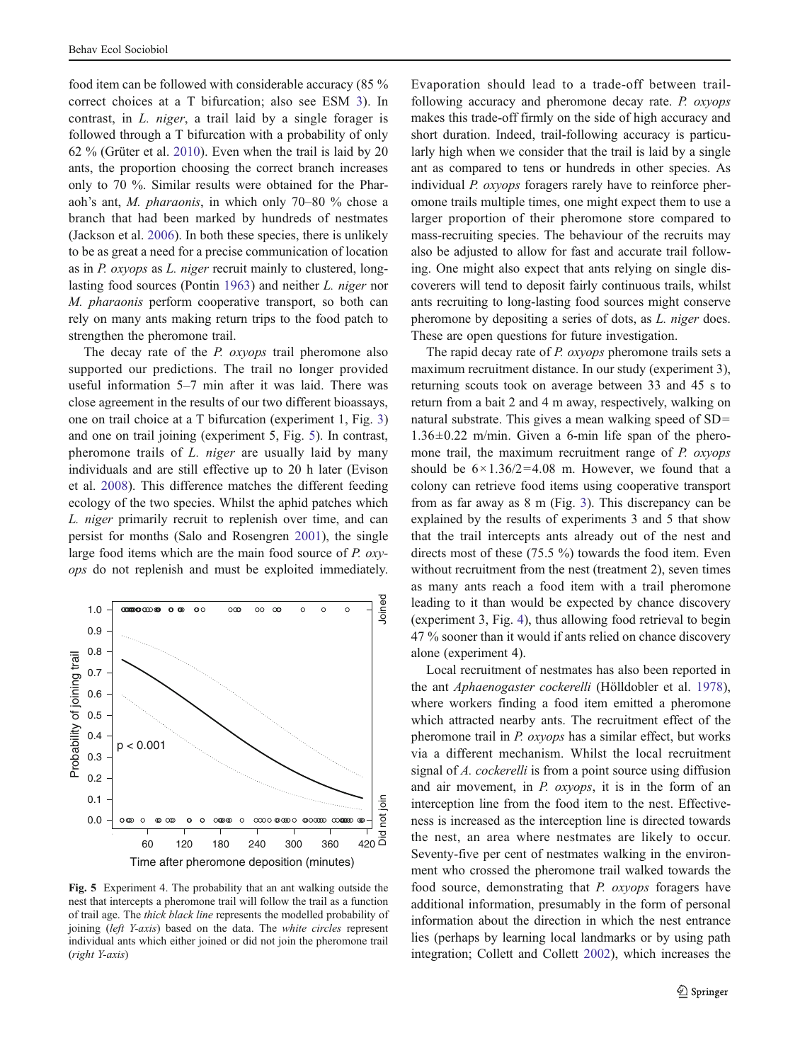food item can be followed with considerable accuracy (85 % correct choices at a T bifurcation; also see ESM 3). In contrast, in *L. niger*, a trail laid by a single forager is followed through a T bifurcation with a probability of only 62 % (Grüter et al. 2010). Even when the trail is laid by 20 ants, the proportion choosing the correct branch increases only to 70 %. Similar results were obtained for the Pharaoh's ant, *M. pharaonis*, in which only 70–80 % chose a branch that had been marked by hundreds of nestmates (Jackson et al. 2006). In both these species, there is unlikely to be as great a need for a precise communication of location as in *P. oxyops* as *L. niger* recruit mainly to clustered, long-lasting food sources (Pontin 1963) and neither *L. niger* nor *M. pharaonis* perform cooperative transport, so both can rely on many ants making return trips to the food patch to strengthen the pheromone trail.

The decay rate of the *P. oxyops* trail pheromone also supported our predictions. The trail no longer provided useful information 5–7 min after it was laid. There was close agreement in the results of our two different bioassays, one on trail choice at a T bifurcation (experiment 1, Fig. 3) and one on trail joining (experiment 5, Fig. 5). In contrast, pheromone trails of *L. niger* are usually laid by many individuals and are still effective up to 20 h later (Evison et al. 2008). This difference matches the different feeding ecology of the two species. Whilst the aphid patches which *L. niger* primarily recruit to replenish over time, and can persist for months (Salo and Rosengren 2001), the single large food items which are the main food source of *P. oxyops* do not replenish and must be exploited immediately.

**Fig. 5** Experiment 4. The probability that an ant walking outside the nest that intercepts a pheromone trail will follow the trail as a function of trail age. The *thick black line* represents the modelled probability of joining (*left Y-axis*) based on the data. The *white circles* represent individual ants which either joined or did not join the pheromone trail (*right Y-axis*)

Evaporation should lead to a trade-off between trail-following accuracy and pheromone decay rate. *P. oxyops* makes this trade-off firmly on the side of high accuracy and short duration. Indeed, trail-following accuracy is particularly high when we consider that the trail is laid by a single ant as compared to tens or hundreds in other species. As individual *P. oxyops* foragers rarely have to reinforce pheromone trails multiple times, one might expect them to use a larger proportion of their pheromone store compared to mass-recruiting species. The behaviour of the recruits may also be adjusted to allow for fast and accurate trail following. One might also expect that ants relying on single discoverers will tend to deposit fairly continuous trails, whilst ants recruiting to long-lasting food sources might conserve pheromone by depositing a series of dots, as *L. niger* does. These are open questions for future investigation.

The rapid decay rate of *P. oxyops* pheromone trails sets a maximum recruitment distance. In our study (experiment 3), returning scouts took on average between 33 and 45 s to return from a bait 2 and 4 m away, respectively, walking on natural substrate. This gives a mean walking speed of SD= 1.36±0.22 m/min. Given a 6-min life span of the pheromone trail, the maximum recruitment range of *P. oxyops* should be $6\times1.36/2=4.08$ m. However, we found that a colony can retrieve food items using cooperative transport from as far away as 8 m (Fig. 3). This discrepancy can be explained by the results of experiments 3 and 5 that show that the trail intercepts ants already out of the nest and directs most of these (75.5 %) towards the food item. Even without recruitment from the nest (treatment 2), seven times as many ants reach a food item with a trail pheromone leading to it than would be expected by chance discovery (experiment 3, Fig. 4), thus allowing food retrieval to begin 47 % sooner than it would if ants relied on chance discovery alone (experiment 4).

Local recruitment of nestmates has also been reported in the ant *Aphaenogaster cockerelli* (Hölldobler et al. 1978), where workers finding a food item emitted a pheromone which attracted nearby ants. The recruitment effect of the pheromone trail in *P. oxyops* has a similar effect, but works via a different mechanism. Whilst the local recruitment signal of *A. cockerelli* is from a point source using diffusion and air movement, in *P. oxyops*, it is in the form of an interception line from the food item to the nest. Effectiveness is increased as the interception line is directed towards the nest, an area where nestmates are likely to occur. Seventy-five per cent of nestmates walking in the environment who crossed the pheromone trail walked towards the food source, demonstrating that *P. oxyops* foragers have additional information, presumably in the form of personal information about the direction in which the nest entrance lies (perhaps by learning local landmarks or by using path integration; Collett and Collett 2002), which increases the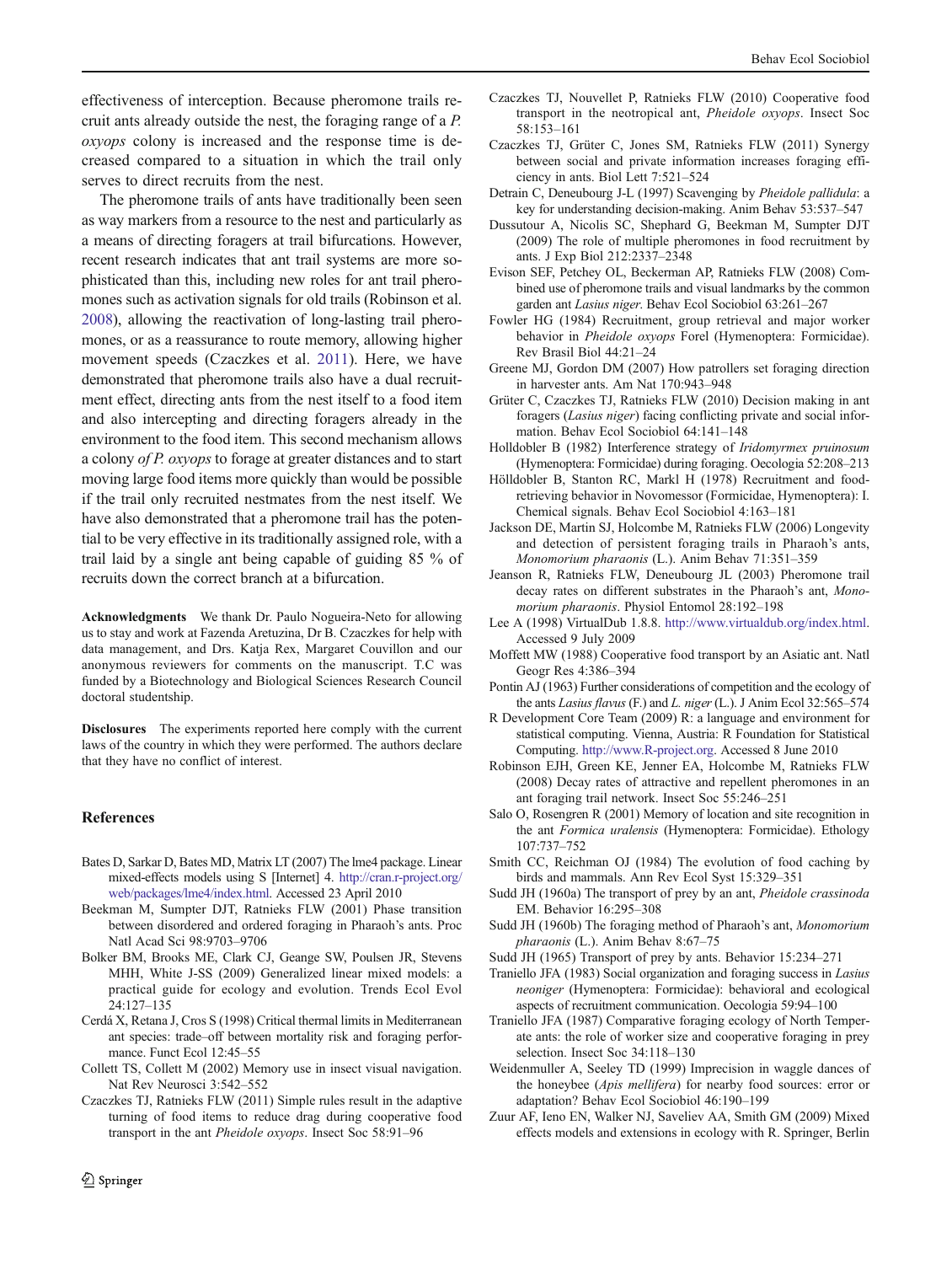effectiveness of interception. Because pheromone trails recruit ants already outside the nest, the foraging range of a *P. oxyops* colony is increased and the response time is decreased compared to a situation in which the trail only serves to direct recruits from the nest.

The pheromone trails of ants have traditionally been seen as way markers from a resource to the nest and particularly as a means of directing foragers at trail bifurcations. However, recent research indicates that ant trail systems are more sophisticated than this, including new roles for ant trail pheromones such as activation signals for old trails (Robinson et al. 2008), allowing the reactivation of long-lasting trail pheromones, or as a reassurance to route memory, allowing higher movement speeds (Czaczkes et al. 2011). Here, we have demonstrated that pheromone trails also have a dual recruitment effect, directing ants from the nest itself to a food item and also intercepting and directing foragers already in the environment to the food item. This second mechanism allows a colony *of P. oxyops* to forage at greater distances and to start moving large food items more quickly than would be possible if the trail only recruited nestmates from the nest itself. We have also demonstrated that a pheromone trail has the potential to be very effective in its traditionally assigned role, with a trail laid by a single ant being capable of guiding 85 % of recruits down the correct branch at a bifurcation.

**Acknowledgments** We thank Dr. Paulo Nogueira-Neto for allowing us to stay and work at Fazenda Aretuzina, Dr B. Czaczkes for help with data management, and Drs. Katja Rex, Margaret Couvillon and our anonymous reviewers for comments on the manuscript. T.C was funded by a Biotechnology and Biological Sciences Research Council doctoral studentship.

**Disclosures** The experiments reported here comply with the current laws of the country in which they were performed. The authors declare that they have no conflict of interest.

## References

Bates D, Sarkar D, Bates MD, Matrix LT (2007) The lme4 package. Linear mixed-effects models using S [Internet] 4. http://cran.r-project.org/web/packages/lme4/index.html. Accessed 23 April 2010

Beekman M, Sumpter DJT, Ratnieks FLW (2001) Phase transition between disordered and ordered foraging in Pharaoh's ants. Proc Natl Acad Sci 98:9703–9706

Bolker BM, Brooks ME, Clark CJ, Geange SW, Poulsen JR, Stevens MHH, White J-SS (2009) Generalized linear mixed models: a practical guide for ecology and evolution. Trends Ecol Evol 24:127–135

Cerdá X, Retana J, Cros S (1998) Critical thermal limits in Mediterranean ant species: trade–off between mortality risk and foraging performance. Funct Ecol 12:45–55

Collett TS, Collett M (2002) Memory use in insect visual navigation. Nat Rev Neurosci 3:542–552

Czaczkes TJ, Ratnieks FLW (2011) Simple rules result in the adaptive turning of food items to reduce drag during cooperative food transport in the ant *Pheidole oxyops*. Insect Soc 58:91–96

Czaczkes TJ, Nouvellet P, Ratnieks FLW (2010) Cooperative food transport in the neotropical ant, *Pheidole oxyops*. Insect Soc 58:153–161

Czaczkes TJ, Grüter C, Jones SM, Ratnieks FLW (2011) Synergy between social and private information increases foraging efficiency in ants. Biol Lett 7:521–524

Detrain C, Deneubourg J-L (1997) Scavenging by *Pheidole pallidula*: a key for understanding decision-making. Anim Behav 53:537–547

Dussutour A, Nicolis SC, Shephard G, Beekman M, Sumpter DJT (2009) The role of multiple pheromones in food recruitment by ants. J Exp Biol 212:2337–2348

Evison SEF, Petchey OL, Beckerman AP, Ratnieks FLW (2008) Combined use of pheromone trails and visual landmarks by the common garden ant *Lasius niger*. Behav Ecol Sociobiol 63:261–267

Fowler HG (1984) Recruitment, group retrieval and major worker behavior in *Pheidole oxyops* Forel (Hymenoptera: Formicidae). Rev Brasil Biol 44:21–24

Greene MJ, Gordon DM (2007) How patrollers set foraging direction in harvester ants. Am Nat 170:943–948

Grüter C, Czaczkes TJ, Ratnieks FLW (2010) Decision making in ant foragers (*Lasius niger*) facing conflicting private and social information. Behav Ecol Sociobiol 64:141–148

Holldobler B (1982) Interference strategy of *Iridomyrmex pruinosum* (Hymenoptera: Formicidae) during foraging. Oecologia 52:208–213

Hölldobler B, Stanton RC, Markl H (1978) Recruitment and food-retrieving behavior in Novomessor (Formicidae, Hymenoptera): I. Chemical signals. Behav Ecol Sociobiol 4:163–181

Jackson DE, Martin SJ, Holcombe M, Ratnieks FLW (2006) Longevity and detection of persistent foraging trails in Pharaoh's ants, *Monomorium pharaonis* (L.). Anim Behav 71:351–359

Jeanson R, Ratnieks FLW, Deneubourg JL (2003) Pheromone trail decay rates on different substrates in the Pharaoh's ant, *Monomorium pharaonis*. Physiol Entomol 28:192–198

Lee A (1998) VirtualDub 1.8.8. http://www.virtualdub.org/index.html. Accessed 9 July 2009

Moffett MW (1988) Cooperative food transport by an Asiatic ant. Natl Geogr Res 4:386–394

Pontin AJ (1963) Further considerations of competition and the ecology of the ants *Lasius flavus* (F.) and *L. niger* (L.). J Anim Ecol 32:565–574

R Development Core Team (2009) R: a language and environment for statistical computing. Vienna, Austria: R Foundation for Statistical Computing. http://www.R-project.org. Accessed 8 June 2010

Robinson EJH, Green KE, Jenner EA, Holcombe M, Ratnieks FLW (2008) Decay rates of attractive and repellent pheromones in an ant foraging trail network. Insect Soc 55:246–251

Salo O, Rosengren R (2001) Memory of location and site recognition in the ant *Formica uralensis* (Hymenoptera: Formicidae). Ethology 107:737–752

Smith CC, Reichman OJ (1984) The evolution of food caching by birds and mammals. Ann Rev Ecol Syst 15:329–351

Sudd JH (1960a) The transport of prey by an ant, *Pheidole crassinoda* EM. Behavior 16:295–308

Sudd JH (1960b) The foraging method of Pharaoh's ant, *Monomorium pharaonis* (L.). Anim Behav 8:67–75

Sudd JH (1965) Transport of prey by ants. Behavior 15:234–271

Traniello JFA (1983) Social organization and foraging success in *Lasius neoniger* (Hymenoptera: Formicidae): behavioral and ecological aspects of recruitment communication. Oecologia 59:94–100

Traniello JFA (1987) Comparative foraging ecology of North Temperate ants: the role of worker size and cooperative foraging in prey selection. Insect Soc 34:118–130

Weidenmuller A, Seeley TD (1999) Imprecision in waggle dances of the honeybee (*Apis mellifera*) for nearby food sources: error or adaptation? Behav Ecol Sociobiol 46:190–199

Zuur AF, Ieno EN, Walker NJ, Saveliev AA, Smith GM (2009) Mixed effects models and extensions in ecology with R. Springer, Berlin